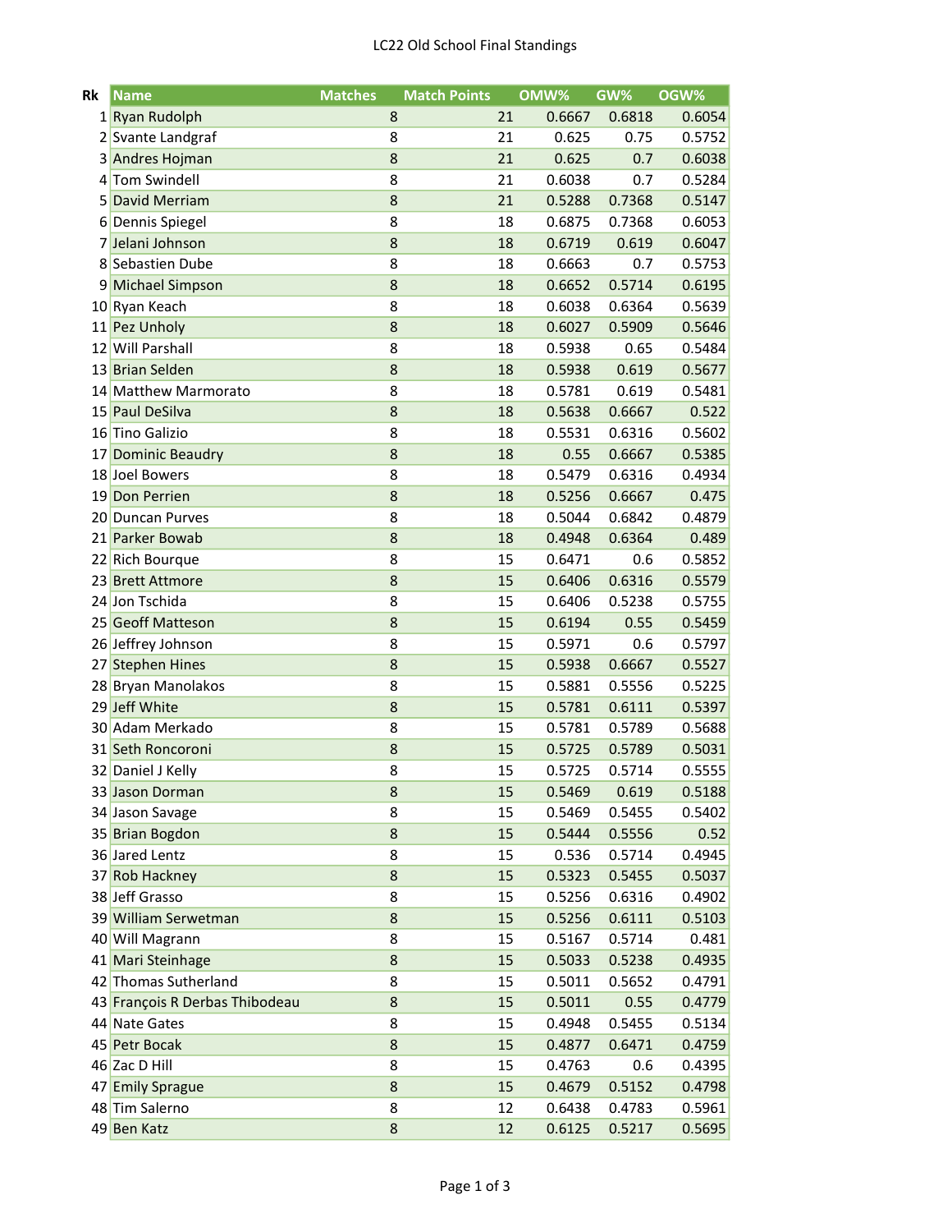# LC22 Old School Final Standings

| Rk | Name | Matches | Match Points | OMW% | GW% | OGW% |
|---|---|---|---|---|---|---|
| 1 | Ryan Rudolph | 8 | 21 | 0.6667 | 0.6818 | 0.6054 |
| 2 | Svante Landgraf | 8 | 21 | 0.625 | 0.75 | 0.5752 |
| 3 | Andres Hojman | 8 | 21 | 0.625 | 0.7 | 0.6038 |
| 4 | Tom Swindell | 8 | 21 | 0.6038 | 0.7 | 0.5284 |
| 5 | David Merriam | 8 | 21 | 0.5288 | 0.7368 | 0.5147 |
| 6 | Dennis Spiegel | 8 | 18 | 0.6875 | 0.7368 | 0.6053 |
| 7 | Jelani Johnson | 8 | 18 | 0.6719 | 0.619 | 0.6047 |
| 8 | Sebastien Dube | 8 | 18 | 0.6663 | 0.7 | 0.5753 |
| 9 | Michael Simpson | 8 | 18 | 0.6652 | 0.5714 | 0.6195 |
| 10 | Ryan Keach | 8 | 18 | 0.6038 | 0.6364 | 0.5639 |
| 11 | Pez Unholy | 8 | 18 | 0.6027 | 0.5909 | 0.5646 |
| 12 | Will Parshall | 8 | 18 | 0.5938 | 0.65 | 0.5484 |
| 13 | Brian Selden | 8 | 18 | 0.5938 | 0.619 | 0.5677 |
| 14 | Matthew Marmorato | 8 | 18 | 0.5781 | 0.619 | 0.5481 |
| 15 | Paul DeSilva | 8 | 18 | 0.5638 | 0.6667 | 0.522 |
| 16 | Tino Galizio | 8 | 18 | 0.5531 | 0.6316 | 0.5602 |
| 17 | Dominic Beaudry | 8 | 18 | 0.55 | 0.6667 | 0.5385 |
| 18 | Joel Bowers | 8 | 18 | 0.5479 | 0.6316 | 0.4934 |
| 19 | Don Perrien | 8 | 18 | 0.5256 | 0.6667 | 0.475 |
| 20 | Duncan Purves | 8 | 18 | 0.5044 | 0.6842 | 0.4879 |
| 21 | Parker Bowab | 8 | 18 | 0.4948 | 0.6364 | 0.489 |
| 22 | Rich Bourque | 8 | 15 | 0.6471 | 0.6 | 0.5852 |
| 23 | Brett Attmore | 8 | 15 | 0.6406 | 0.6316 | 0.5579 |
| 24 | Jon Tschida | 8 | 15 | 0.6406 | 0.5238 | 0.5755 |
| 25 | Geoff Matteson | 8 | 15 | 0.6194 | 0.55 | 0.5459 |
| 26 | Jeffrey Johnson | 8 | 15 | 0.5971 | 0.6 | 0.5797 |
| 27 | Stephen Hines | 8 | 15 | 0.5938 | 0.6667 | 0.5527 |
| 28 | Bryan Manolakos | 8 | 15 | 0.5881 | 0.5556 | 0.5225 |
| 29 | Jeff White | 8 | 15 | 0.5781 | 0.6111 | 0.5397 |
| 30 | Adam Merkado | 8 | 15 | 0.5781 | 0.5789 | 0.5688 |
| 31 | Seth Roncoroni | 8 | 15 | 0.5725 | 0.5789 | 0.5031 |
| 32 | Daniel J Kelly | 8 | 15 | 0.5725 | 0.5714 | 0.5555 |
| 33 | Jason Dorman | 8 | 15 | 0.5469 | 0.619 | 0.5188 |
| 34 | Jason Savage | 8 | 15 | 0.5469 | 0.5455 | 0.5402 |
| 35 | Brian Bogdon | 8 | 15 | 0.5444 | 0.5556 | 0.52 |
| 36 | Jared Lentz | 8 | 15 | 0.536 | 0.5714 | 0.4945 |
| 37 | Rob Hackney | 8 | 15 | 0.5323 | 0.5455 | 0.5037 |
| 38 | Jeff Grasso | 8 | 15 | 0.5256 | 0.6316 | 0.4902 |
| 39 | William Serwetman | 8 | 15 | 0.5256 | 0.6111 | 0.5103 |
| 40 | Will Magrann | 8 | 15 | 0.5167 | 0.5714 | 0.481 |
| 41 | Mari Steinhage | 8 | 15 | 0.5033 | 0.5238 | 0.4935 |
| 42 | Thomas Sutherland | 8 | 15 | 0.5011 | 0.5652 | 0.4791 |
| 43 | François R Derbas Thibodeau | 8 | 15 | 0.5011 | 0.55 | 0.4779 |
| 44 | Nate Gates | 8 | 15 | 0.4948 | 0.5455 | 0.5134 |
| 45 | Petr Bocak | 8 | 15 | 0.4877 | 0.6471 | 0.4759 |
| 46 | Zac D Hill | 8 | 15 | 0.4763 | 0.6 | 0.4395 |
| 47 | Emily Sprague | 8 | 15 | 0.4679 | 0.5152 | 0.4798 |
| 48 | Tim Salerno | 8 | 12 | 0.6438 | 0.4783 | 0.5961 |
| 49 | Ben Katz | 8 | 12 | 0.6125 | 0.5217 | 0.5695 |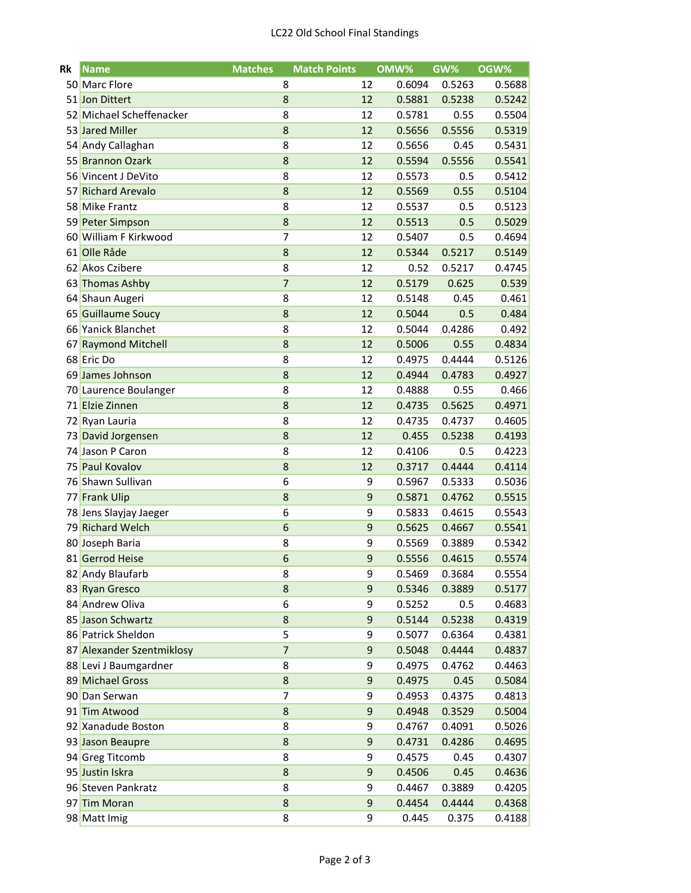LC22 Old School Final Standings

| Rk | Name | Matches | Match Points | OMW% | GW% | OGW% |
|---|---|---|---|---|---|---|
| 50 | Marc Flore | 8 | 12 | 0.6094 | 0.5263 | 0.5688 |
| 51 | Jon Dittert | 8 | 12 | 0.5881 | 0.5238 | 0.5242 |
| 52 | Michael Scheffenacker | 8 | 12 | 0.5781 | 0.55 | 0.5504 |
| 53 | Jared Miller | 8 | 12 | 0.5656 | 0.5556 | 0.5319 |
| 54 | Andy Callaghan | 8 | 12 | 0.5656 | 0.45 | 0.5431 |
| 55 | Brannon Ozark | 8 | 12 | 0.5594 | 0.5556 | 0.5541 |
| 56 | Vincent J DeVito | 8 | 12 | 0.5573 | 0.5 | 0.5412 |
| 57 | Richard Arevalo | 8 | 12 | 0.5569 | 0.55 | 0.5104 |
| 58 | Mike Frantz | 8 | 12 | 0.5537 | 0.5 | 0.5123 |
| 59 | Peter Simpson | 8 | 12 | 0.5513 | 0.5 | 0.5029 |
| 60 | William F Kirkwood | 7 | 12 | 0.5407 | 0.5 | 0.4694 |
| 61 | Olle Råde | 8 | 12 | 0.5344 | 0.5217 | 0.5149 |
| 62 | Akos Czibere | 8 | 12 | 0.52 | 0.5217 | 0.4745 |
| 63 | Thomas Ashby | 7 | 12 | 0.5179 | 0.625 | 0.539 |
| 64 | Shaun Augeri | 8 | 12 | 0.5148 | 0.45 | 0.461 |
| 65 | Guillaume Soucy | 8 | 12 | 0.5044 | 0.5 | 0.484 |
| 66 | Yanick Blanchet | 8 | 12 | 0.5044 | 0.4286 | 0.492 |
| 67 | Raymond Mitchell | 8 | 12 | 0.5006 | 0.55 | 0.4834 |
| 68 | Eric Do | 8 | 12 | 0.4975 | 0.4444 | 0.5126 |
| 69 | James Johnson | 8 | 12 | 0.4944 | 0.4783 | 0.4927 |
| 70 | Laurence Boulanger | 8 | 12 | 0.4888 | 0.55 | 0.466 |
| 71 | Elzie Zinnen | 8 | 12 | 0.4735 | 0.5625 | 0.4971 |
| 72 | Ryan Lauria | 8 | 12 | 0.4735 | 0.4737 | 0.4605 |
| 73 | David Jorgensen | 8 | 12 | 0.455 | 0.5238 | 0.4193 |
| 74 | Jason P Caron | 8 | 12 | 0.4106 | 0.5 | 0.4223 |
| 75 | Paul Kovalov | 8 | 12 | 0.3717 | 0.4444 | 0.4114 |
| 76 | Shawn Sullivan | 6 | 9 | 0.5967 | 0.5333 | 0.5036 |
| 77 | Frank Ulip | 8 | 9 | 0.5871 | 0.4762 | 0.5515 |
| 78 | Jens Slayjay Jaeger | 6 | 9 | 0.5833 | 0.4615 | 0.5543 |
| 79 | Richard Welch | 6 | 9 | 0.5625 | 0.4667 | 0.5541 |
| 80 | Joseph Baria | 8 | 9 | 0.5569 | 0.3889 | 0.5342 |
| 81 | Gerrod Heise | 6 | 9 | 0.5556 | 0.4615 | 0.5574 |
| 82 | Andy Blaufarb | 8 | 9 | 0.5469 | 0.3684 | 0.5554 |
| 83 | Ryan Gresco | 8 | 9 | 0.5346 | 0.3889 | 0.5177 |
| 84 | Andrew Oliva | 6 | 9 | 0.5252 | 0.5 | 0.4683 |
| 85 | Jason Schwartz | 8 | 9 | 0.5144 | 0.5238 | 0.4319 |
| 86 | Patrick Sheldon | 5 | 9 | 0.5077 | 0.6364 | 0.4381 |
| 87 | Alexander Szentmiklosy | 7 | 9 | 0.5048 | 0.4444 | 0.4837 |
| 88 | Levi J Baumgardner | 8 | 9 | 0.4975 | 0.4762 | 0.4463 |
| 89 | Michael Gross | 8 | 9 | 0.4975 | 0.45 | 0.5084 |
| 90 | Dan Serwan | 7 | 9 | 0.4953 | 0.4375 | 0.4813 |
| 91 | Tim Atwood | 8 | 9 | 0.4948 | 0.3529 | 0.5004 |
| 92 | Xanadude Boston | 8 | 9 | 0.4767 | 0.4091 | 0.5026 |
| 93 | Jason Beaupre | 8 | 9 | 0.4731 | 0.4286 | 0.4695 |
| 94 | Greg Titcomb | 8 | 9 | 0.4575 | 0.45 | 0.4307 |
| 95 | Justin Iskra | 8 | 9 | 0.4506 | 0.45 | 0.4636 |
| 96 | Steven Pankratz | 8 | 9 | 0.4467 | 0.3889 | 0.4205 |
| 97 | Tim Moran | 8 | 9 | 0.4454 | 0.4444 | 0.4368 |
| 98 | Matt Imig | 8 | 9 | 0.445 | 0.375 | 0.4188 |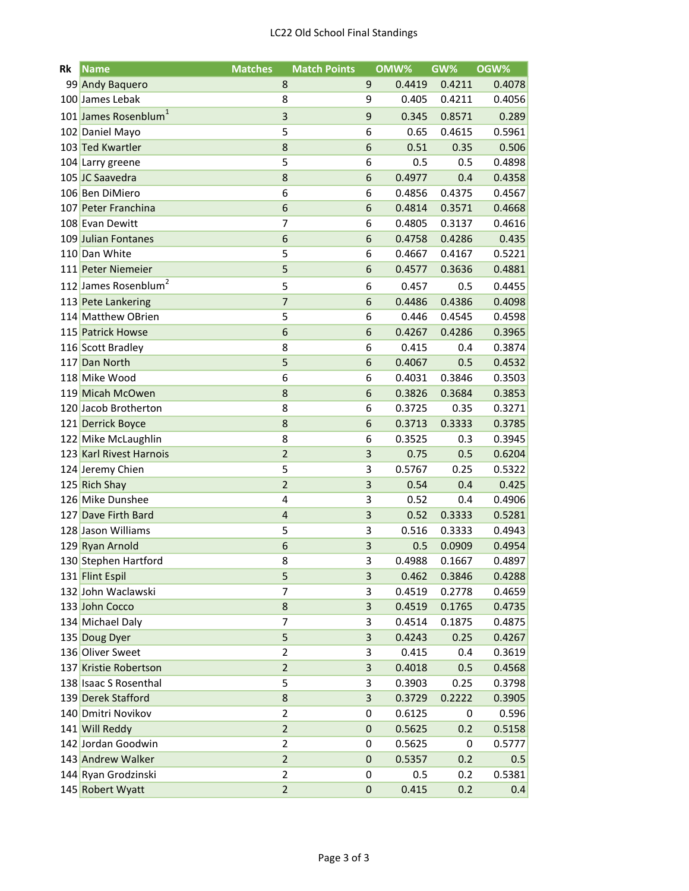LC22 Old School Final Standings

| Rk | Name | Matches | Match Points | OMW% | GW% | OGW% |
|---|---|---|---|---|---|---|
| 99 | Andy Baquero | 8 | 9 | 0.4419 | 0.4211 | 0.4078 |
| 100 | James Lebak | 8 | 9 | 0.405 | 0.4211 | 0.4056 |
| 101 | James Rosenblum[1] | 3 | 9 | 0.345 | 0.8571 | 0.289 |
| 102 | Daniel Mayo | 5 | 6 | 0.65 | 0.4615 | 0.5961 |
| 103 | Ted Kwartler | 8 | 6 | 0.51 | 0.35 | 0.506 |
| 104 | Larry greene | 5 | 6 | 0.5 | 0.5 | 0.4898 |
| 105 | JC Saavedra | 8 | 6 | 0.4977 | 0.4 | 0.4358 |
| 106 | Ben DiMiero | 6 | 6 | 0.4856 | 0.4375 | 0.4567 |
| 107 | Peter Franchina | 6 | 6 | 0.4814 | 0.3571 | 0.4668 |
| 108 | Evan Dewitt | 7 | 6 | 0.4805 | 0.3137 | 0.4616 |
| 109 | Julian Fontanes | 6 | 6 | 0.4758 | 0.4286 | 0.435 |
| 110 | Dan White | 5 | 6 | 0.4667 | 0.4167 | 0.5221 |
| 111 | Peter Niemeier | 5 | 6 | 0.4577 | 0.3636 | 0.4881 |
| 112 | James Rosenblum[2] | 5 | 6 | 0.457 | 0.5 | 0.4455 |
| 113 | Pete Lankering | 7 | 6 | 0.4486 | 0.4386 | 0.4098 |
| 114 | Matthew OBrien | 5 | 6 | 0.446 | 0.4545 | 0.4598 |
| 115 | Patrick Howse | 6 | 6 | 0.4267 | 0.4286 | 0.3965 |
| 116 | Scott Bradley | 8 | 6 | 0.415 | 0.4 | 0.3874 |
| 117 | Dan North | 5 | 6 | 0.4067 | 0.5 | 0.4532 |
| 118 | Mike Wood | 6 | 6 | 0.4031 | 0.3846 | 0.3503 |
| 119 | Micah McOwen | 8 | 6 | 0.3826 | 0.3684 | 0.3853 |
| 120 | Jacob Brotherton | 8 | 6 | 0.3725 | 0.35 | 0.3271 |
| 121 | Derrick Boyce | 8 | 6 | 0.3713 | 0.3333 | 0.3785 |
| 122 | Mike McLaughlin | 8 | 6 | 0.3525 | 0.3 | 0.3945 |
| 123 | Karl Rivest Harnois | 2 | 3 | 0.75 | 0.5 | 0.6204 |
| 124 | Jeremy Chien | 5 | 3 | 0.5767 | 0.25 | 0.5322 |
| 125 | Rich Shay | 2 | 3 | 0.54 | 0.4 | 0.425 |
| 126 | Mike Dunshee | 4 | 3 | 0.52 | 0.4 | 0.4906 |
| 127 | Dave Firth Bard | 4 | 3 | 0.52 | 0.3333 | 0.5281 |
| 128 | Jason Williams | 5 | 3 | 0.516 | 0.3333 | 0.4943 |
| 129 | Ryan Arnold | 6 | 3 | 0.5 | 0.0909 | 0.4954 |
| 130 | Stephen Hartford | 8 | 3 | 0.4988 | 0.1667 | 0.4897 |
| 131 | Flint Espil | 5 | 3 | 0.462 | 0.3846 | 0.4288 |
| 132 | John Waclawski | 7 | 3 | 0.4519 | 0.2778 | 0.4659 |
| 133 | John Cocco | 8 | 3 | 0.4519 | 0.1765 | 0.4735 |
| 134 | Michael Daly | 7 | 3 | 0.4514 | 0.1875 | 0.4875 |
| 135 | Doug Dyer | 5 | 3 | 0.4243 | 0.25 | 0.4267 |
| 136 | Oliver Sweet | 2 | 3 | 0.415 | 0.4 | 0.3619 |
| 137 | Kristie Robertson | 2 | 3 | 0.4018 | 0.5 | 0.4568 |
| 138 | Isaac S Rosenthal | 5 | 3 | 0.3903 | 0.25 | 0.3798 |
| 139 | Derek Stafford | 8 | 3 | 0.3729 | 0.2222 | 0.3905 |
| 140 | Dmitri Novikov | 2 | 0 | 0.6125 | 0 | 0.596 |
| 141 | Will Reddy | 2 | 0 | 0.5625 | 0.2 | 0.5158 |
| 142 | Jordan Goodwin | 2 | 0 | 0.5625 | 0 | 0.5777 |
| 143 | Andrew Walker | 2 | 0 | 0.5357 | 0.2 | 0.5 |
| 144 | Ryan Grodzinski | 2 | 0 | 0.5 | 0.2 | 0.5381 |
| 145 | Robert Wyatt | 2 | 0 | 0.415 | 0.2 | 0.4 |